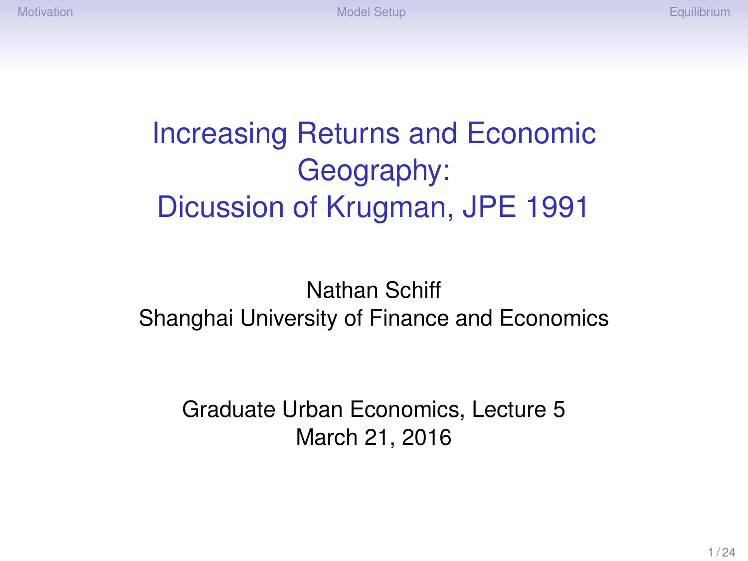# Increasing Returns and Economic Geography: Dicussion of Krugman, JPE 1991

Nathan Schiff
Shanghai University of Finance and Economics

Graduate Urban Economics, Lecture 5
March 21, 2016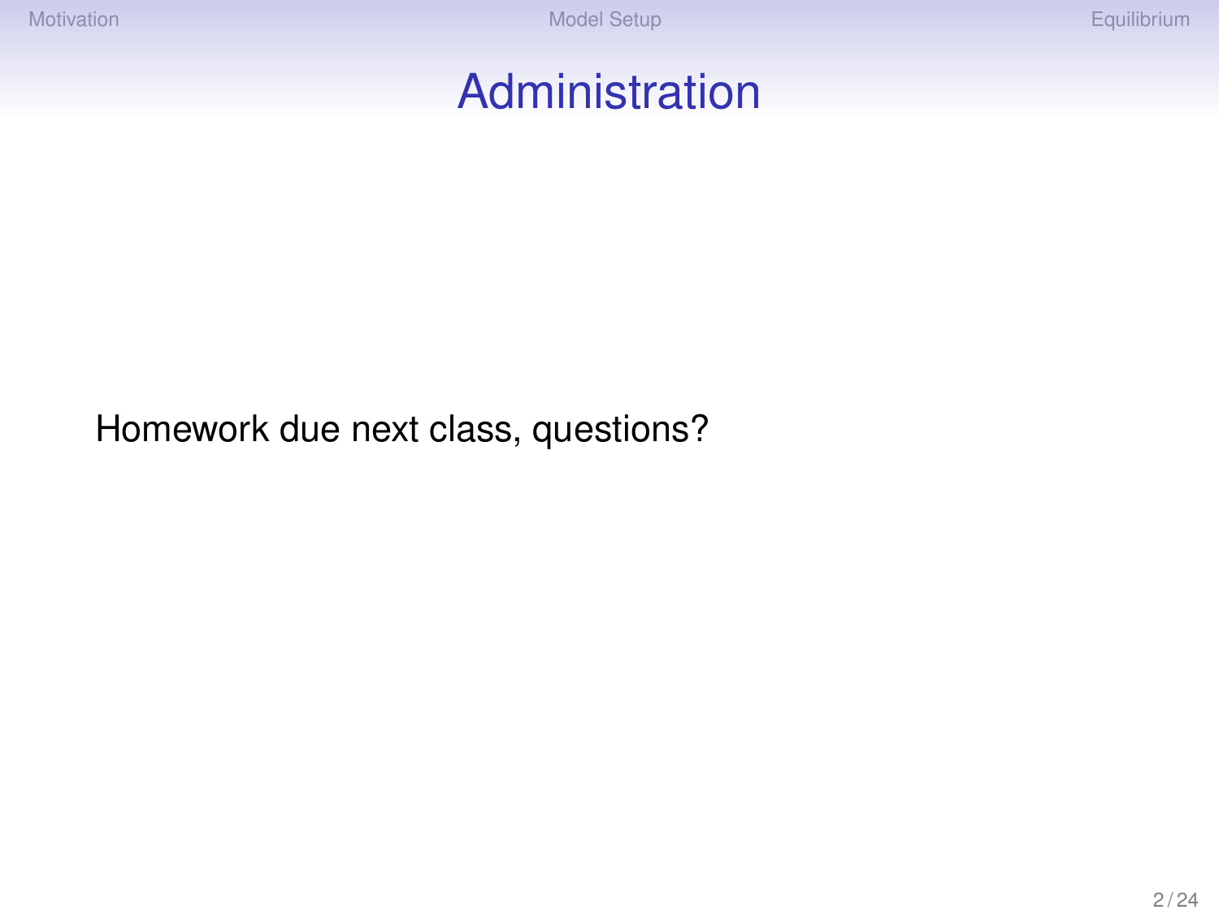# Administration

Homework due next class, questions?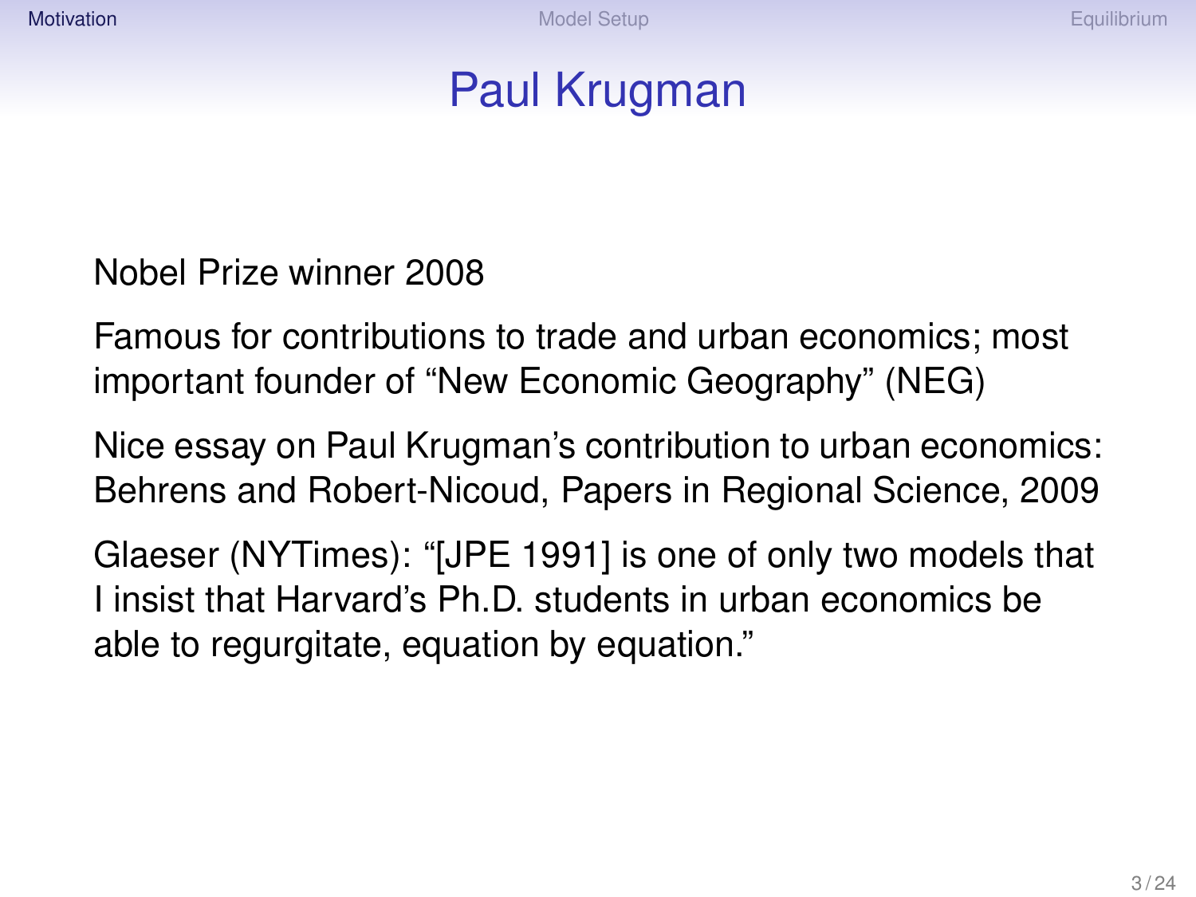# Paul Krugman

Nobel Prize winner 2008

Famous for contributions to trade and urban economics; most important founder of "New Economic Geography" (NEG)

Nice essay on Paul Krugman's contribution to urban economics: Behrens and Robert-Nicoud, Papers in Regional Science, 2009

Glaeser (NYTimes): "[JPE 1991] is one of only two models that I insist that Harvard's Ph.D. students in urban economics be able to regurgitate, equation by equation."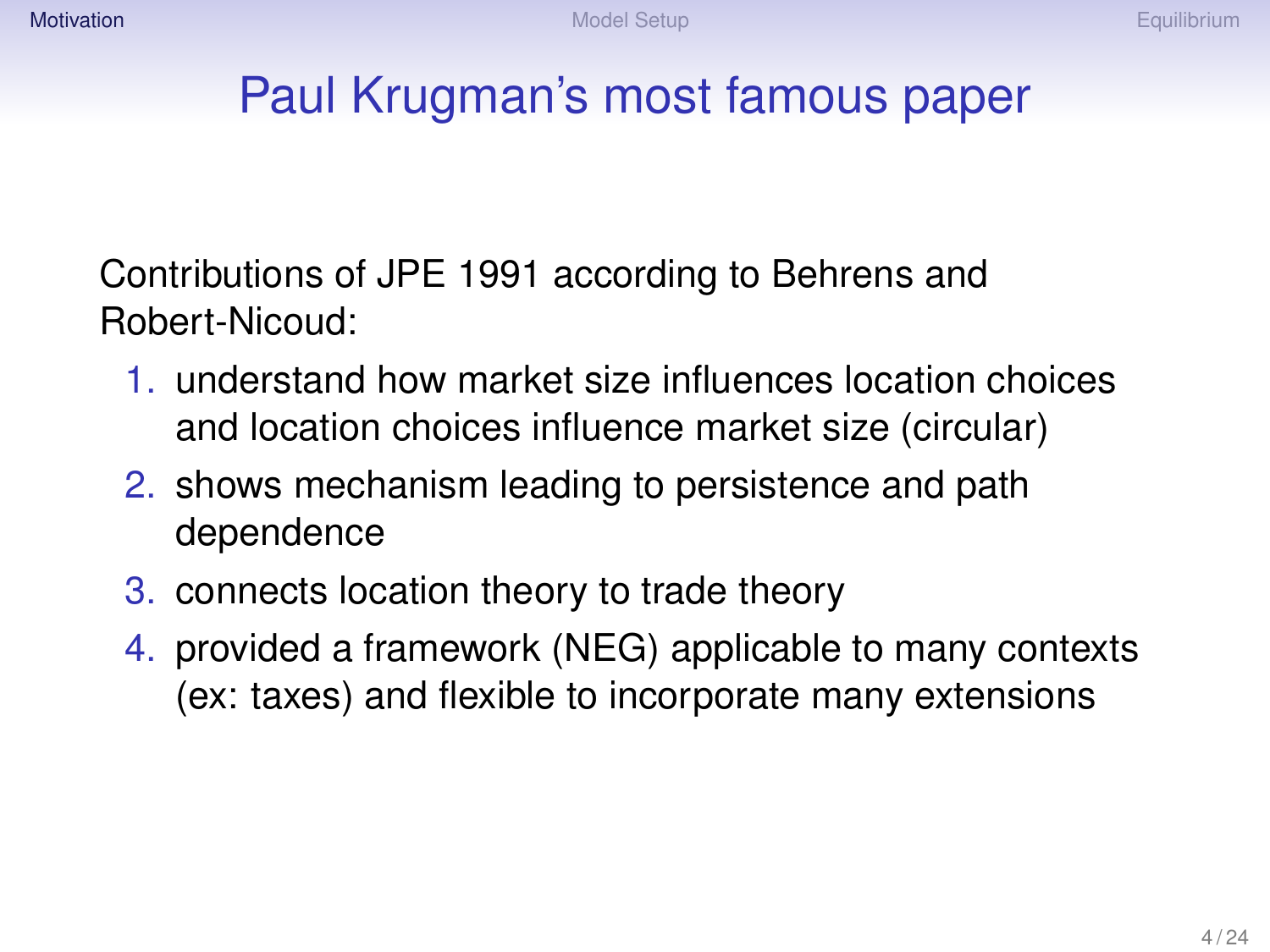# Paul Krugman's most famous paper

Contributions of JPE 1991 according to Behrens and Robert-Nicoud:

1. understand how market size influences location choices and location choices influence market size (circular)
2. shows mechanism leading to persistence and path dependence
3. connects location theory to trade theory
4. provided a framework (NEG) applicable to many contexts (ex: taxes) and flexible to incorporate many extensions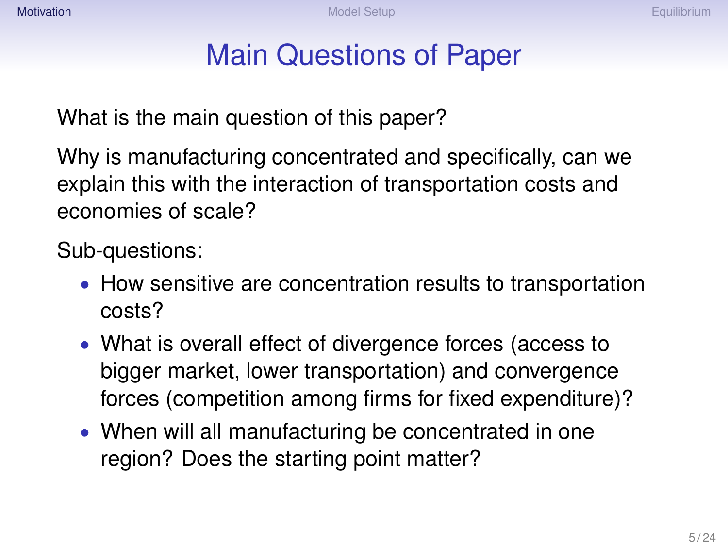# Main Questions of Paper

What is the main question of this paper?

Why is manufacturing concentrated and specifically, can we explain this with the interaction of transportation costs and economies of scale?

Sub-questions:

- How sensitive are concentration results to transportation costs?
- What is overall effect of divergence forces (access to bigger market, lower transportation) and convergence forces (competition among firms for fixed expenditure)?
- When will all manufacturing be concentrated in one region? Does the starting point matter?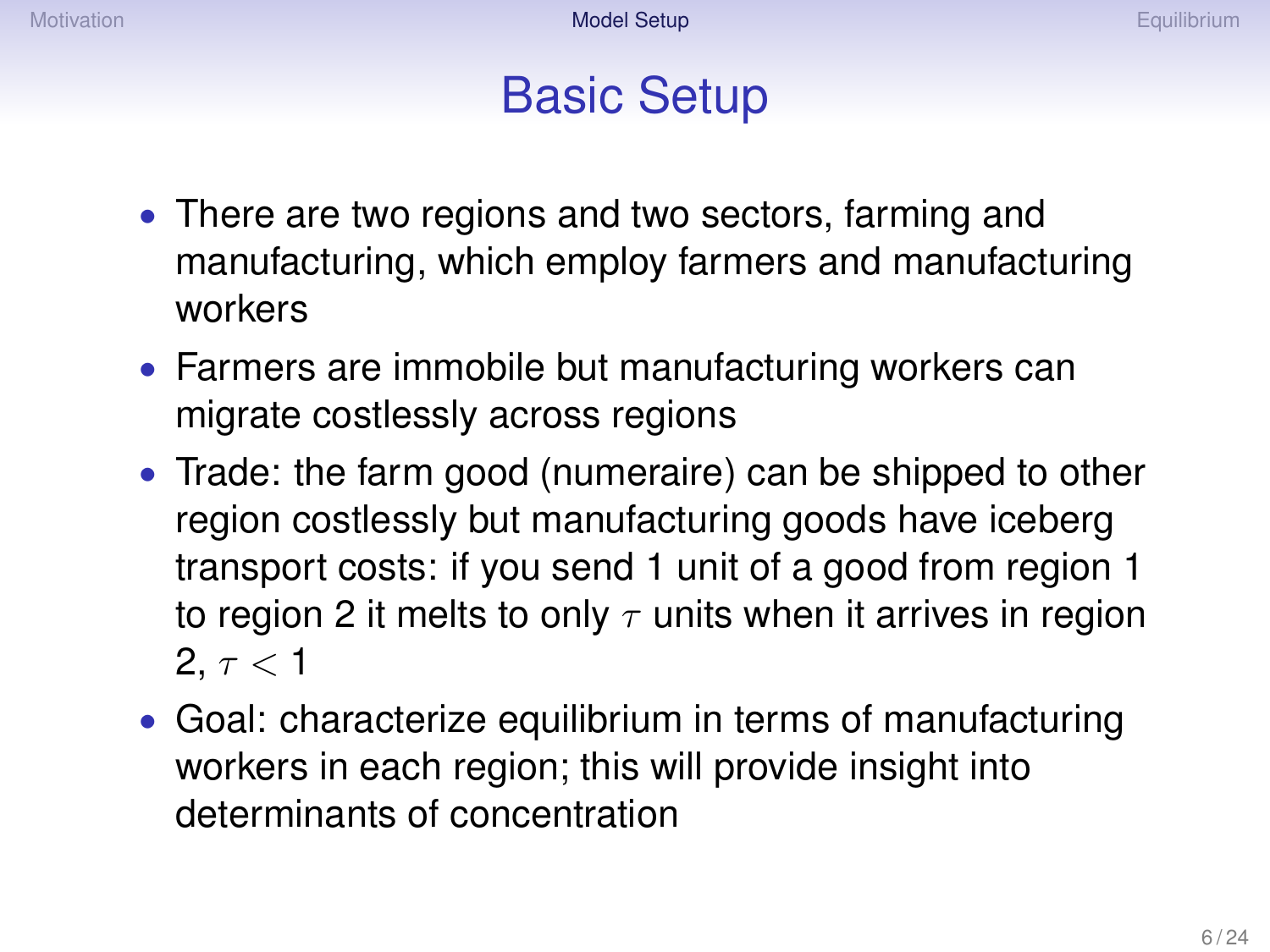# Basic Setup

- There are two regions and two sectors, farming and manufacturing, which employ farmers and manufacturing workers
- Farmers are immobile but manufacturing workers can migrate costlessly across regions
- Trade: the farm good (numeraire) can be shipped to other region costlessly but manufacturing goods have iceberg transport costs: if you send 1 unit of a good from region 1 to region 2 it melts to only $\tau$ units when it arrives in region 2, $\tau < 1$
- Goal: characterize equilibrium in terms of manufacturing workers in each region; this will provide insight into determinants of concentration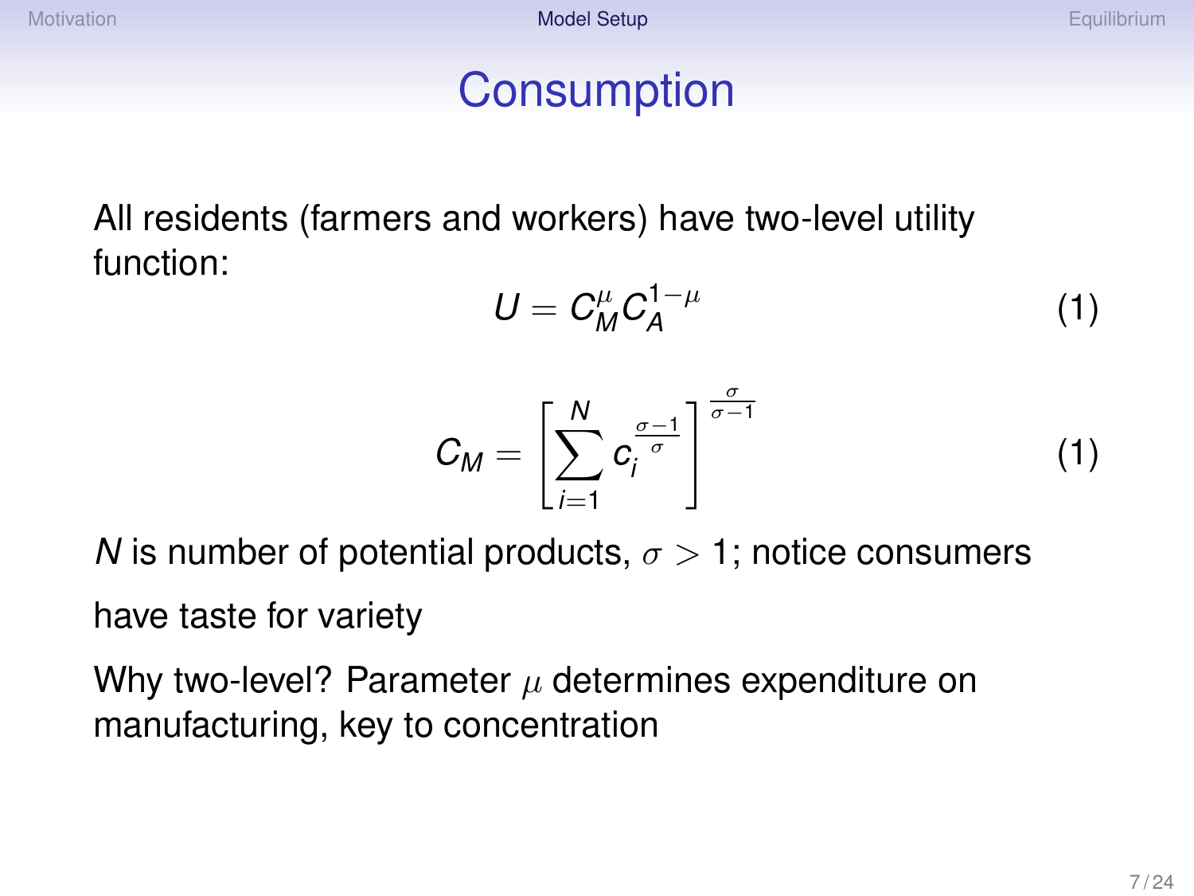# Consumption

All residents (farmers and workers) have two-level utility function:

$$U = C_M^{\mu} C_A^{1-\mu} \tag{1}$$

$$C_M = \left[ \sum_{i=1}^{N} c_i^{\frac{\sigma-1}{\sigma}} \right]^{\frac{\sigma}{\sigma-1}} \tag{1}$$

$N$ is number of potential products, $\sigma > 1$; notice consumers have taste for variety

Why two-level? Parameter $\mu$ determines expenditure on manufacturing, key to concentration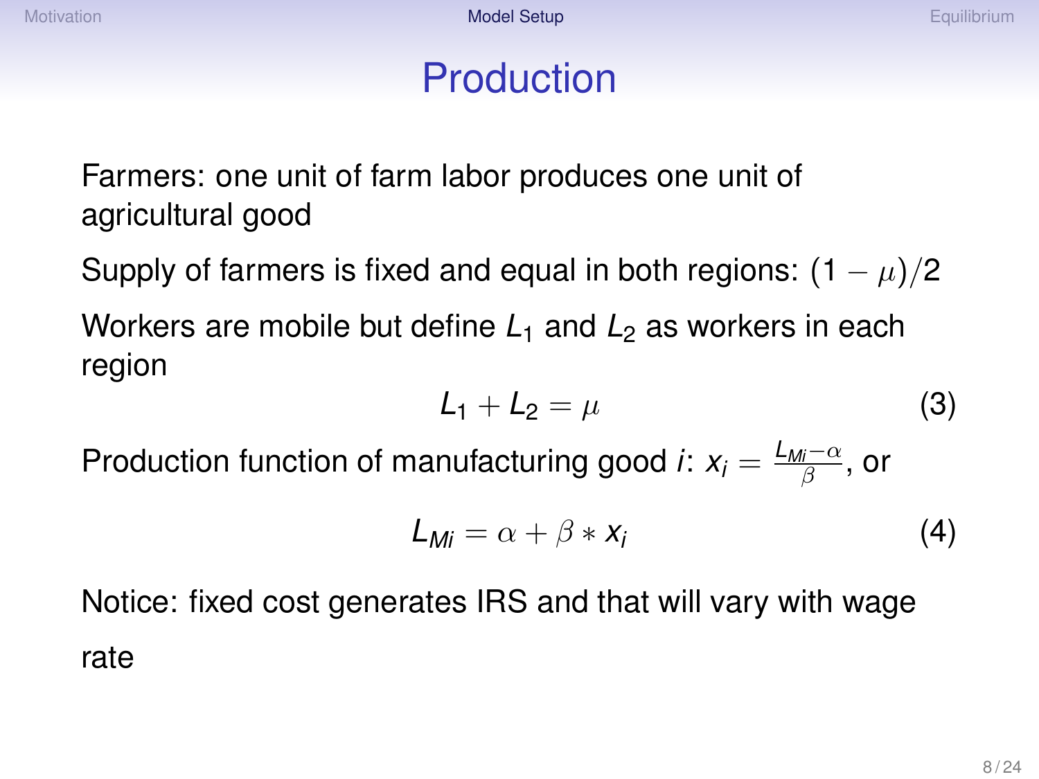# Production

Farmers: one unit of farm labor produces one unit of agricultural good

Supply of farmers is fixed and equal in both regions: $(1 - \mu)/2$

Workers are mobile but define $L_1$ and $L_2$ as workers in each region

$$L_1 + L_2 = \mu \tag{3}$$

Production function of manufacturing good $i$: $x_i = \frac{L_{Mi} - \alpha}{\beta}$, or

$$L_{Mi} = \alpha + \beta * x_i \tag{4}$$

Notice: fixed cost generates IRS and that will vary with wage rate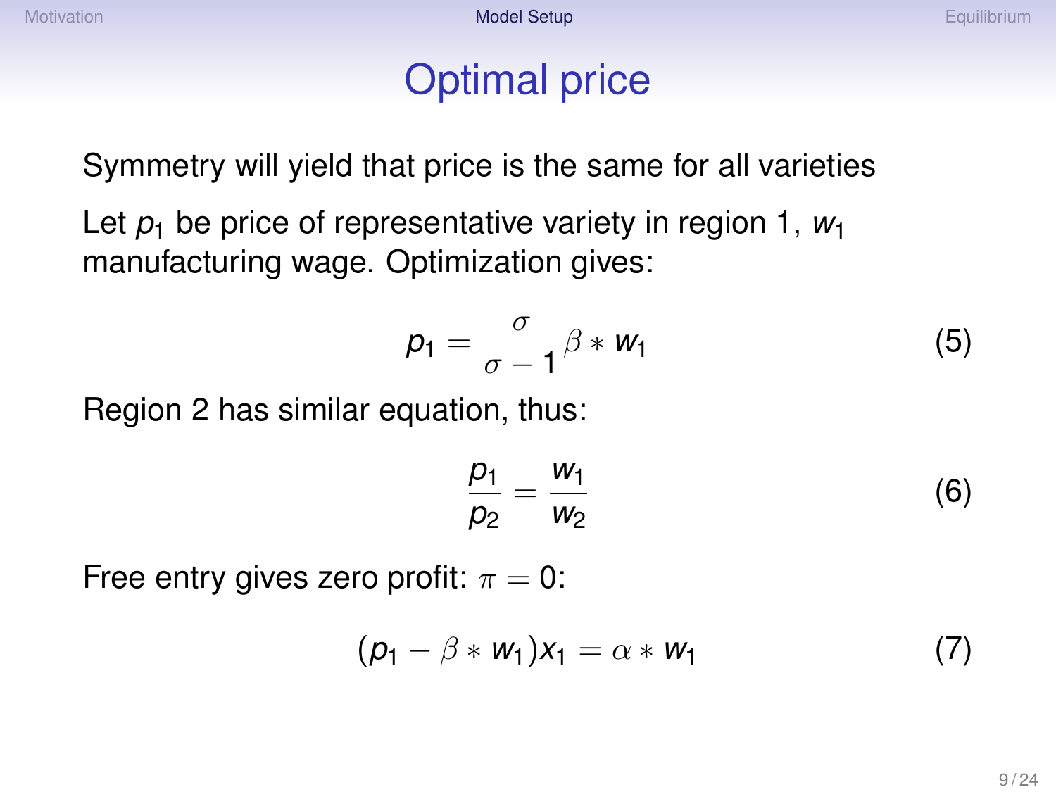# Optimal price

Symmetry will yield that price is the same for all varieties

Let $p_1$ be price of representative variety in region 1, $w_1$ manufacturing wage. Optimization gives:

$$p_1 = \frac{\sigma}{\sigma - 1} \beta * w_1 \tag{5}$$

Region 2 has similar equation, thus:

$$\frac{p_1}{p_2} = \frac{w_1}{w_2} \tag{6}$$

Free entry gives zero profit: $\pi = 0$:

$$(p_1 - \beta * w_1) x_1 = \alpha * w_1 \tag{7}$$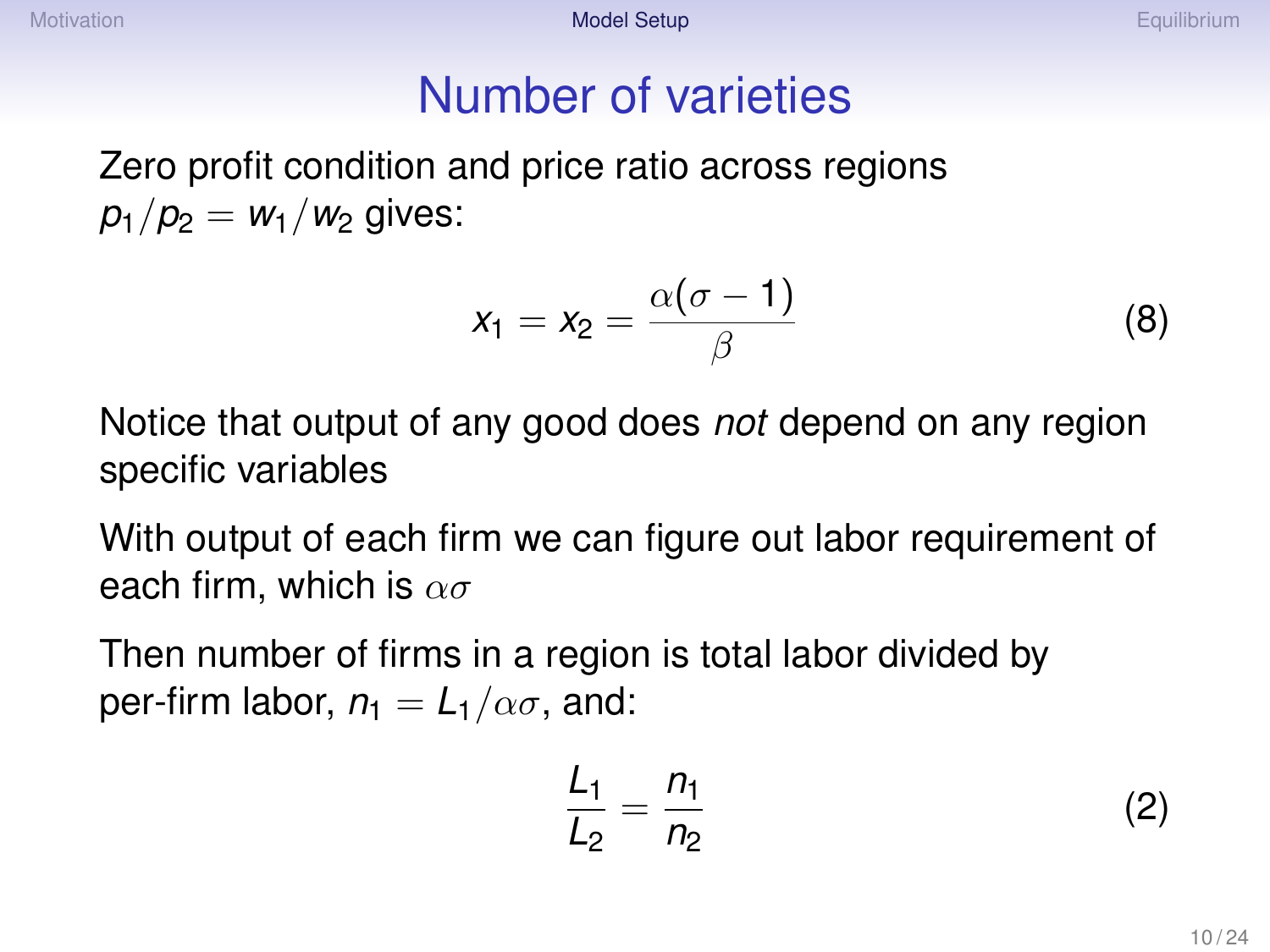# Number of varieties

Zero profit condition and price ratio across regions $p_1/p_2 = w_1/w_2$ gives:

$$x_1 = x_2 = \frac{\alpha(\sigma - 1)}{\beta} \tag{8}$$

Notice that output of any good does *not* depend on any region specific variables

With output of each firm we can figure out labor requirement of each firm, which is $\alpha\sigma$

Then number of firms in a region is total labor divided by per-firm labor, $n_1 = L_1/\alpha\sigma$, and:

$$\frac{L_1}{L_2} = \frac{n_1}{n_2} \tag{2}$$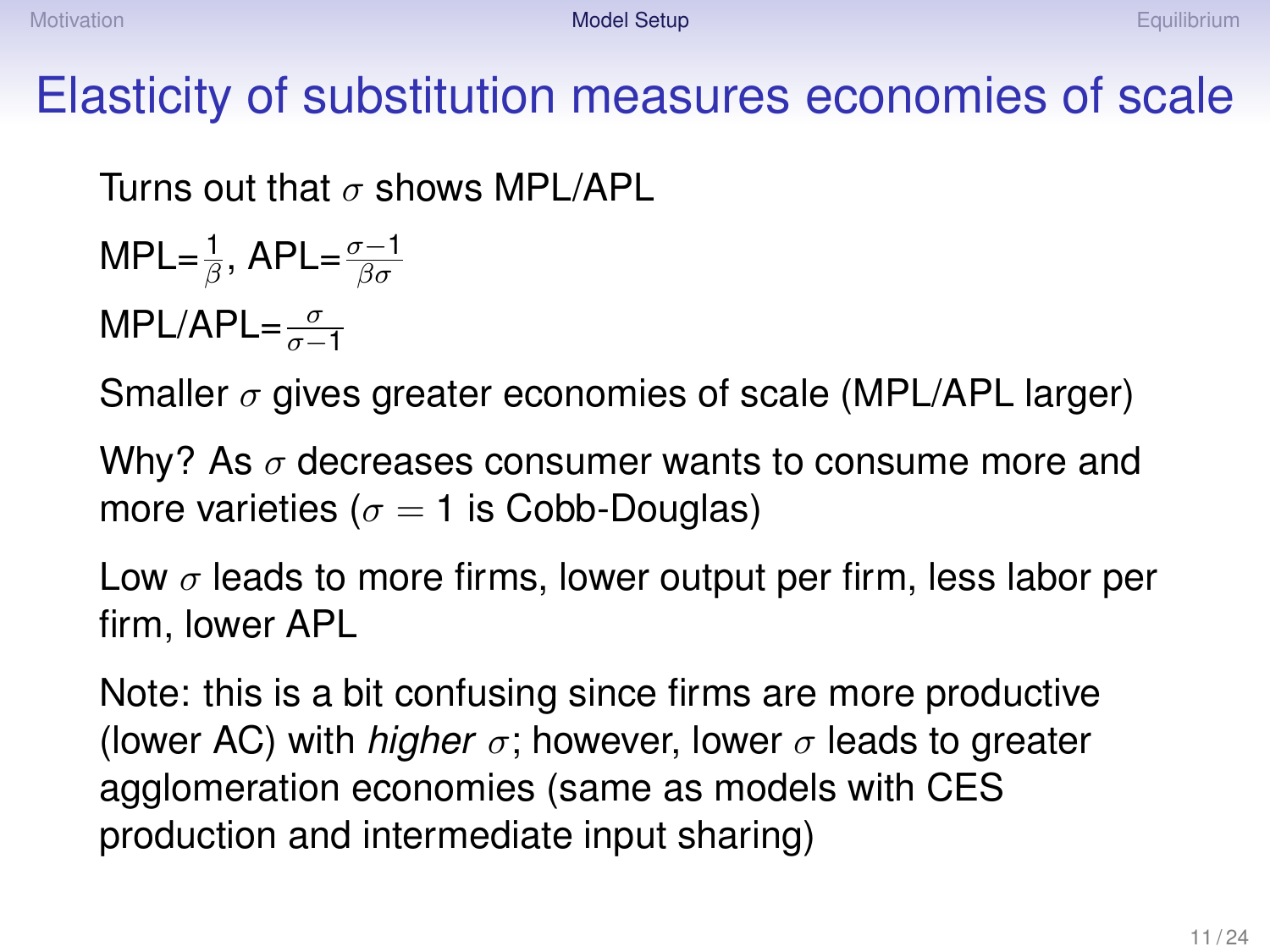# Elasticity of substitution measures economies of scale

Turns out that $\sigma$ shows MPL/APL

MPL=$\frac{1}{\beta}$, APL=$\frac{\sigma-1}{\beta\sigma}$

MPL/APL=$\frac{\sigma}{\sigma-1}$

Smaller $\sigma$ gives greater economies of scale (MPL/APL larger)

Why? As $\sigma$ decreases consumer wants to consume more and more varieties ($\sigma = 1$ is Cobb-Douglas)

Low $\sigma$ leads to more firms, lower output per firm, less labor per firm, lower APL

Note: this is a bit confusing since firms are more productive (lower AC) with *higher* $\sigma$; however, lower $\sigma$ leads to greater agglomeration economies (same as models with CES production and intermediate input sharing)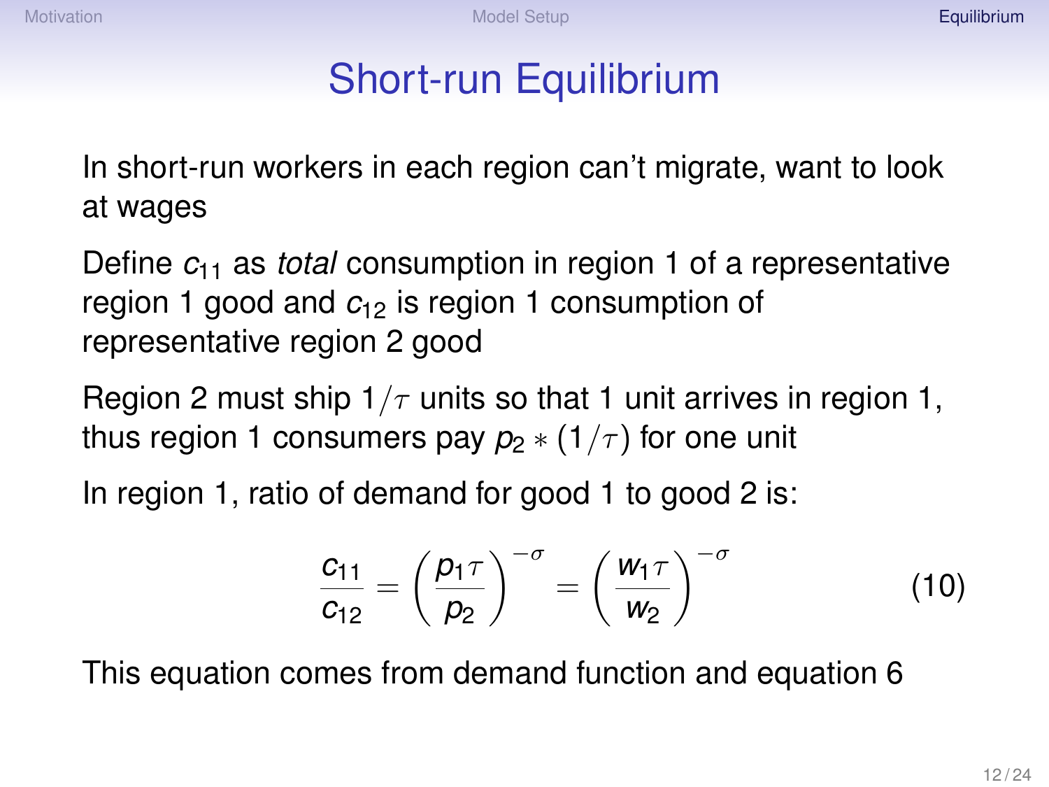# Short-run Equilibrium

In short-run workers in each region can't migrate, want to look at wages

Define $c_{11}$ as *total* consumption in region 1 of a representative region 1 good and $c_{12}$ is region 1 consumption of representative region 2 good

Region 2 must ship $1/\tau$ units so that 1 unit arrives in region 1, thus region 1 consumers pay $p_2 * (1/\tau)$ for one unit

In region 1, ratio of demand for good 1 to good 2 is:

$$\frac{c_{11}}{c_{12}} = \left(\frac{p_1 \tau}{p_2}\right)^{-\sigma} = \left(\frac{w_1 \tau}{w_2}\right)^{-\sigma} \tag{10}$$

This equation comes from demand function and equation 6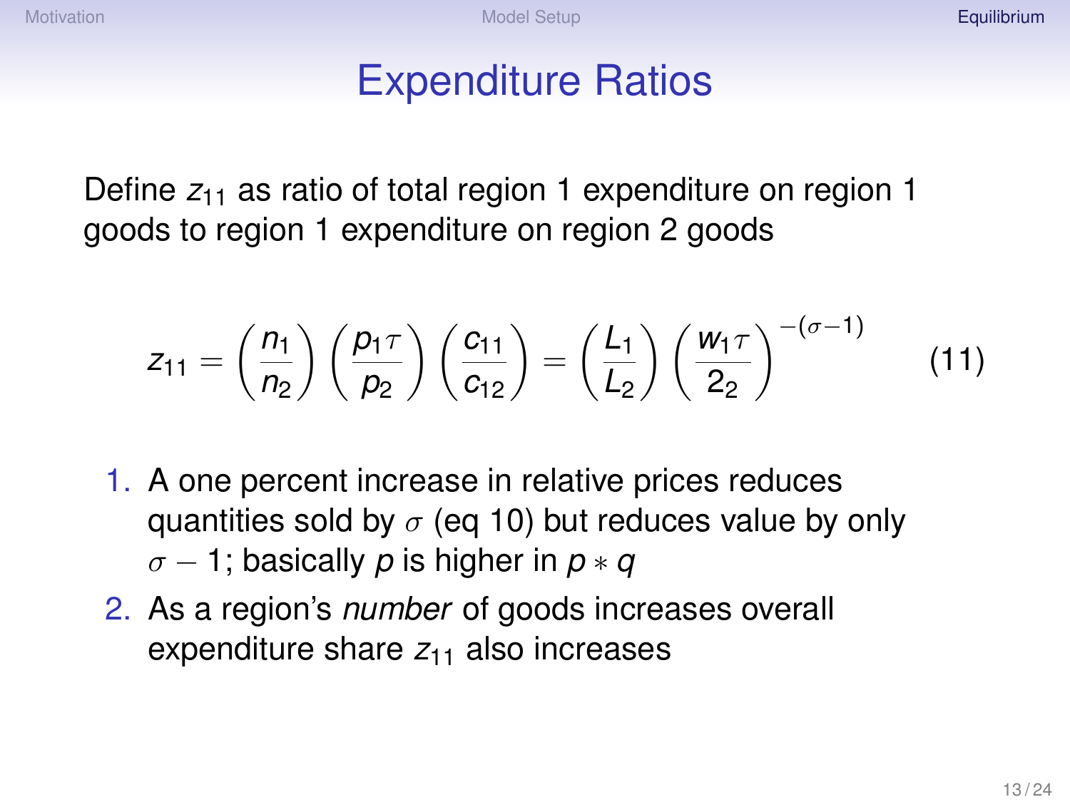# Expenditure Ratios

Define $z_{11}$ as ratio of total region 1 expenditure on region 1 goods to region 1 expenditure on region 2 goods

$$z_{11} = \left(\frac{n_1}{n_2}\right)\left(\frac{p_1\tau}{p_2}\right)\left(\frac{c_{11}}{c_{12}}\right) = \left(\frac{L_1}{L_2}\right)\left(\frac{w_1\tau}{2_2}\right)^{-(\sigma-1)} \tag{11}$$

1. A one percent increase in relative prices reduces quantities sold by $\sigma$ (eq 10) but reduces value by only $\sigma - 1$; basically $p$ is higher in $p * q$
2. As a region's *number* of goods increases overall expenditure share $z_{11}$ also increases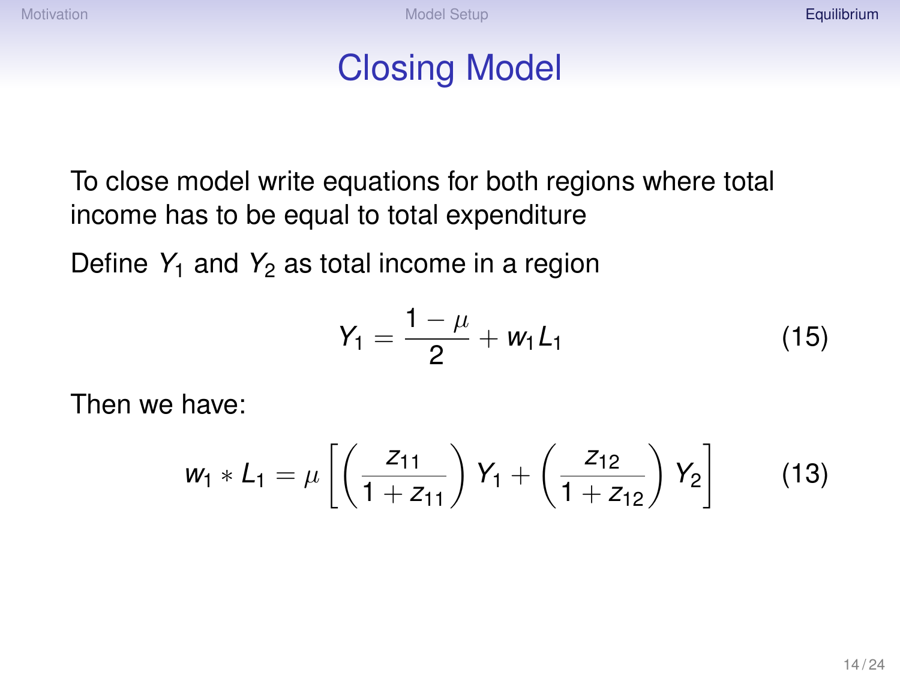# Closing Model

To close model write equations for both regions where total income has to be equal to total expenditure

Define $Y_1$ and $Y_2$ as total income in a region

$$Y_1 = \frac{1-\mu}{2} + w_1 L_1 \tag{15}$$

Then we have:

$$w_1 * L_1 = \mu \left[ \left( \frac{z_{11}}{1+z_{11}} \right) Y_1 + \left( \frac{z_{12}}{1+z_{12}} \right) Y_2 \right] \tag{13}$$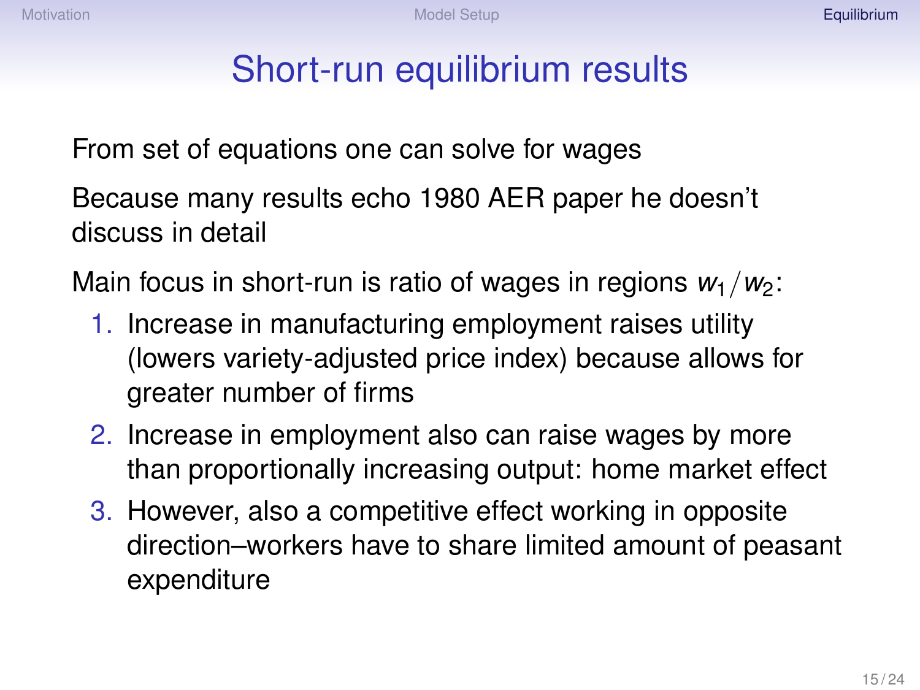# Short-run equilibrium results

From set of equations one can solve for wages

Because many results echo 1980 AER paper he doesn't discuss in detail

Main focus in short-run is ratio of wages in regions $w_1/w_2$:

1. Increase in manufacturing employment raises utility (lowers variety-adjusted price index) because allows for greater number of firms
2. Increase in employment also can raise wages by more than proportionally increasing output: home market effect
3. However, also a competitive effect working in opposite direction–workers have to share limited amount of peasant expenditure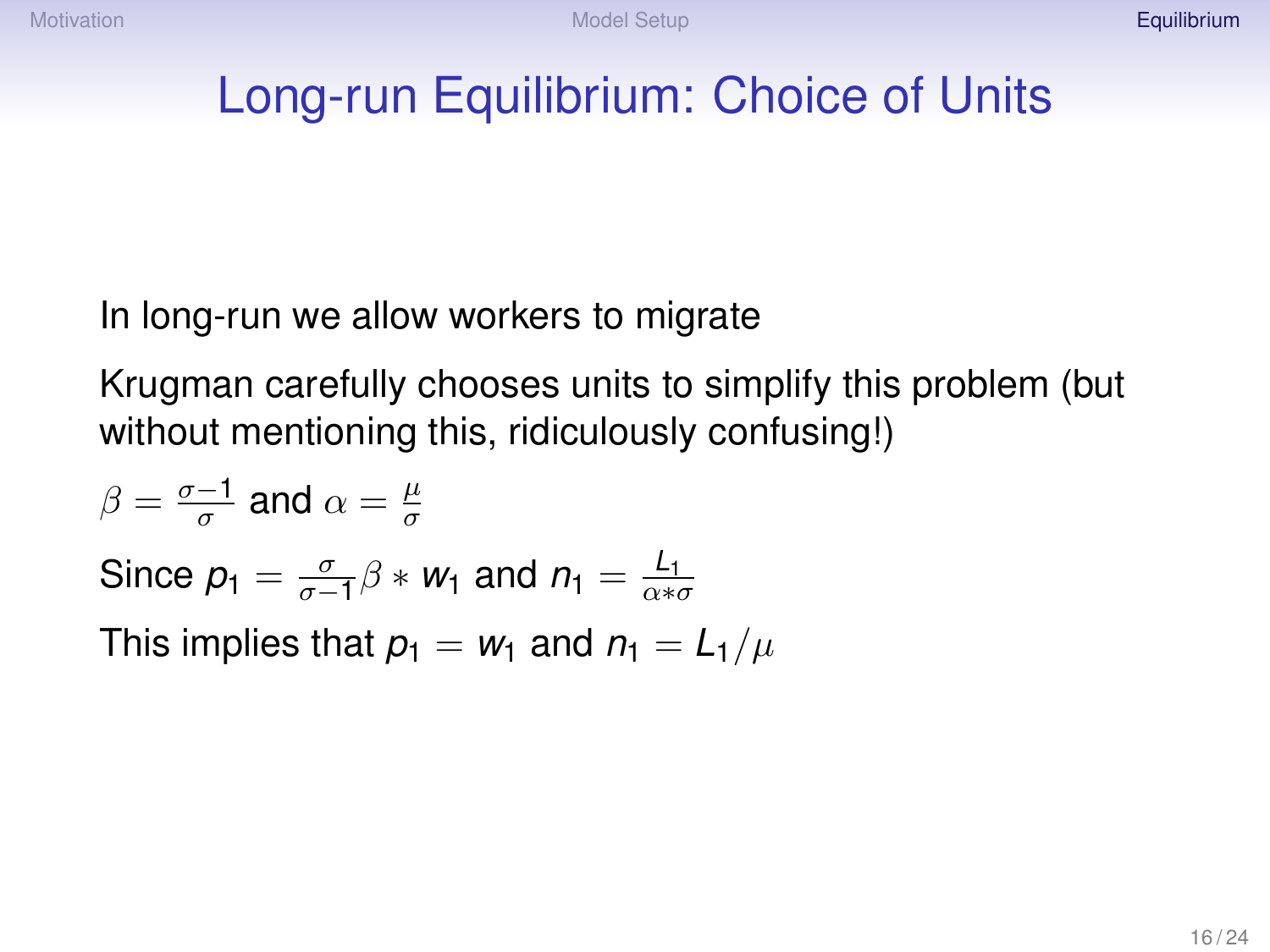# Long-run Equilibrium: Choice of Units

In long-run we allow workers to migrate

Krugman carefully chooses units to simplify this problem (but without mentioning this, ridiculously confusing!)

$\beta = \frac{\sigma - 1}{\sigma}$ and $\alpha = \frac{\mu}{\sigma}$

Since $p_1 = \frac{\sigma}{\sigma - 1} \beta * w_1$ and $n_1 = \frac{L_1}{\alpha * \sigma}$

This implies that $p_1 = w_1$ and $n_1 = L_1 / \mu$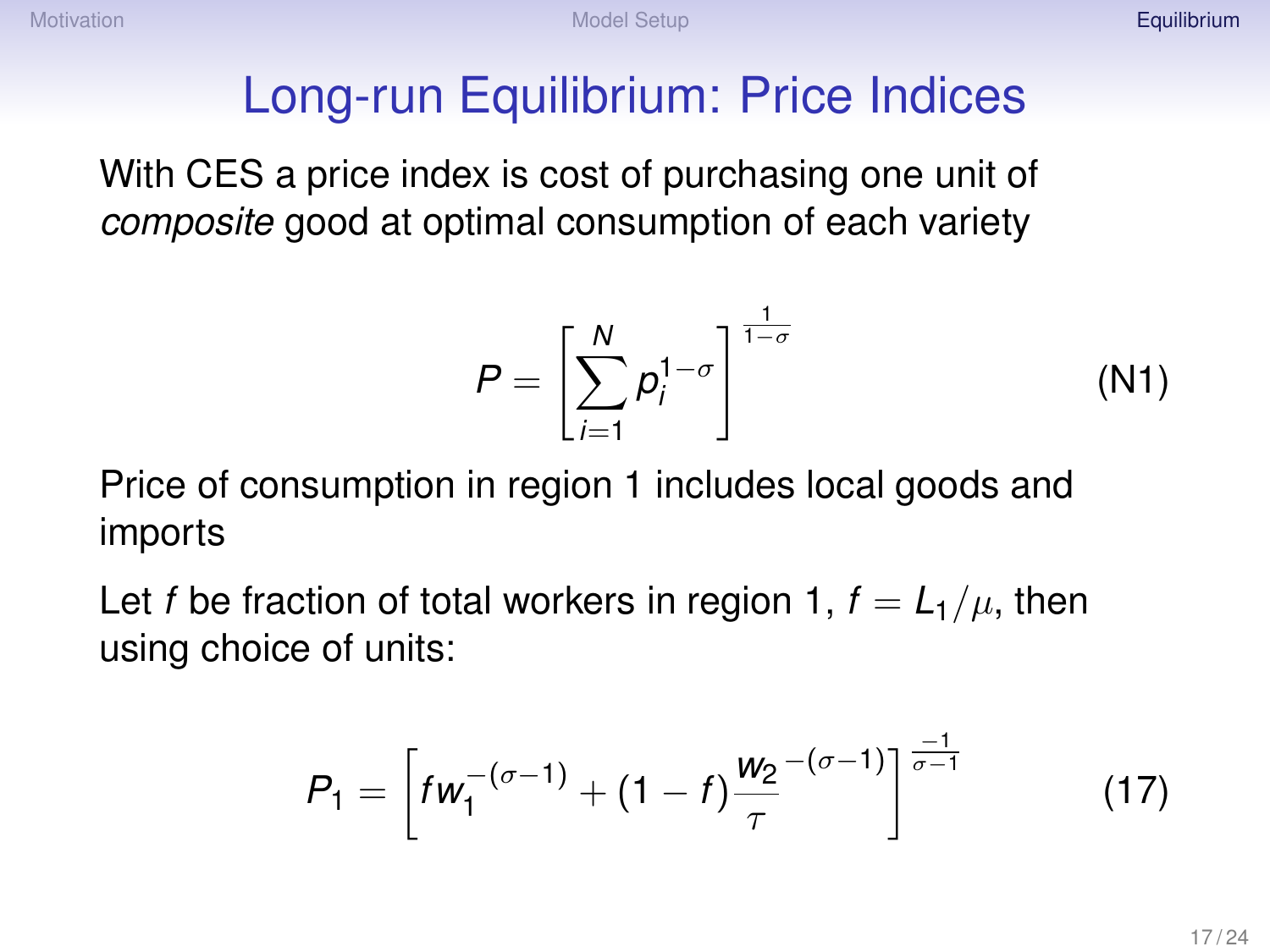# Long-run Equilibrium: Price Indices

With CES a price index is cost of purchasing one unit of *composite* good at optimal consumption of each variety

$$P = \left[ \sum_{i=1}^{N} p_i^{1-\sigma} \right]^{\frac{1}{1-\sigma}} \tag{N1}$$

Price of consumption in region 1 includes local goods and imports

Let $f$ be fraction of total workers in region 1, $f = L_1/\mu$, then using choice of units:

$$P_1 = \left[ f w_1^{-(\sigma-1)} + (1-f) \frac{w_2}{\tau}^{-(\sigma-1)} \right]^{\frac{-1}{\sigma-1}} \tag{17}$$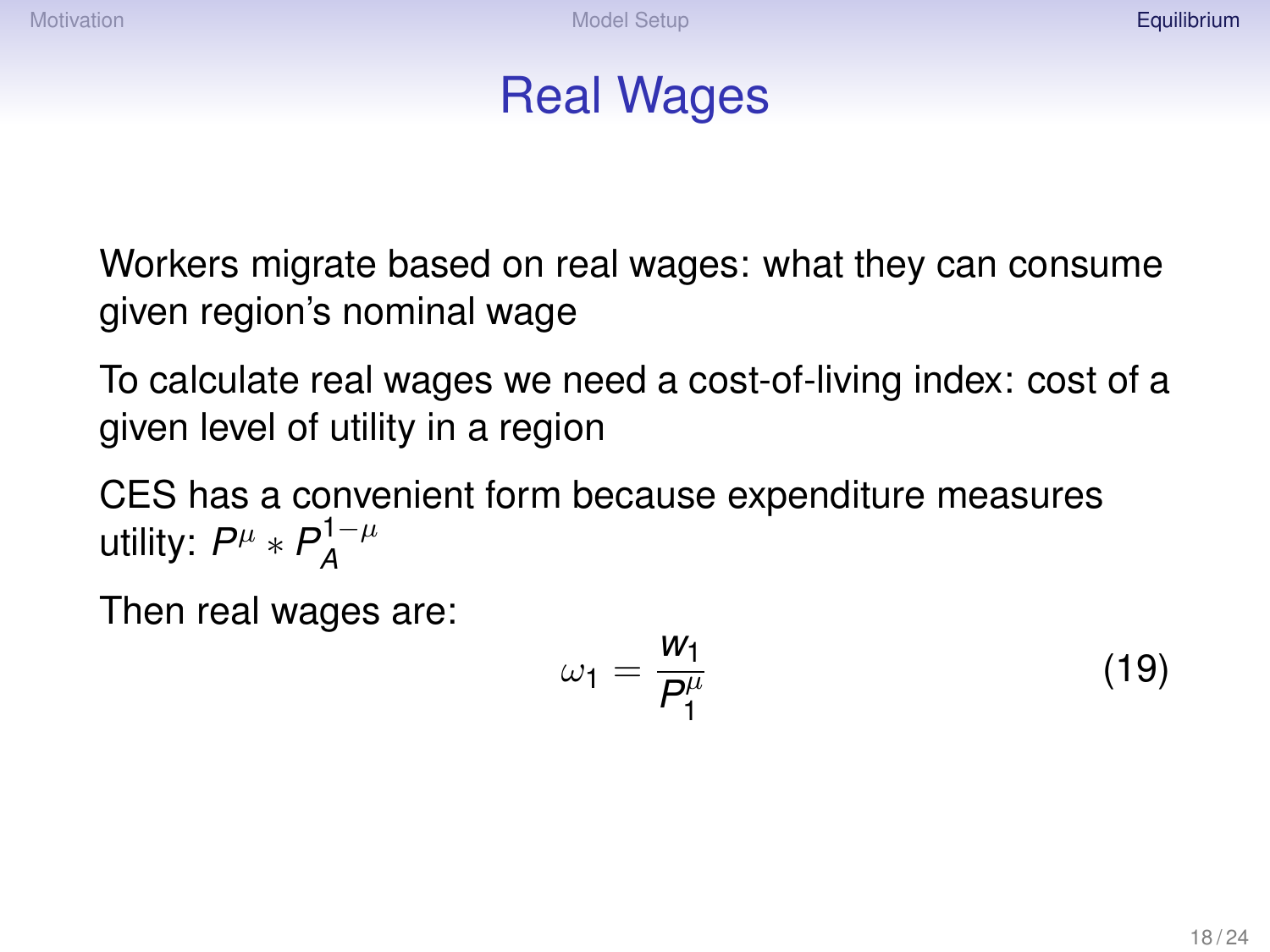# Real Wages

Workers migrate based on real wages: what they can consume given region's nominal wage

To calculate real wages we need a cost-of-living index: cost of a given level of utility in a region

CES has a convenient form because expenditure measures utility: $P^{\mu} * P_A^{1-\mu}$

Then real wages are:

$$\omega_1 = \frac{w_1}{P_1^{\mu}} \tag{19}$$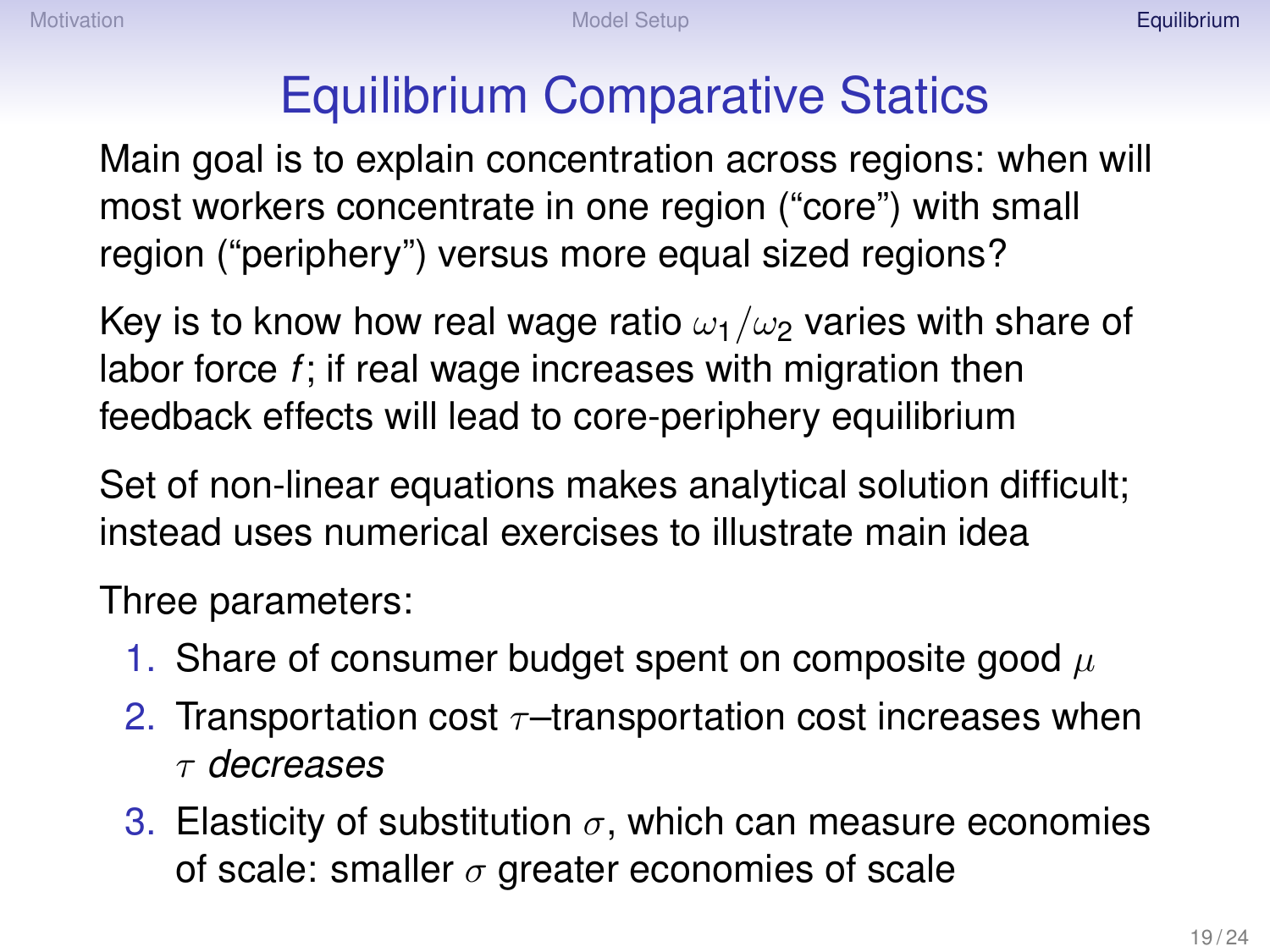# Equilibrium Comparative Statics

Main goal is to explain concentration across regions: when will most workers concentrate in one region ("core") with small region ("periphery") versus more equal sized regions?

Key is to know how real wage ratio $\omega_1/\omega_2$ varies with share of labor force $f$; if real wage increases with migration then feedback effects will lead to core-periphery equilibrium

Set of non-linear equations makes analytical solution difficult; instead uses numerical exercises to illustrate main idea

Three parameters:

1. Share of consumer budget spent on composite good $\mu$
2. Transportation cost $\tau$–transportation cost increases when $\tau$ *decreases*
3. Elasticity of substitution $\sigma$, which can measure economies of scale: smaller $\sigma$ greater economies of scale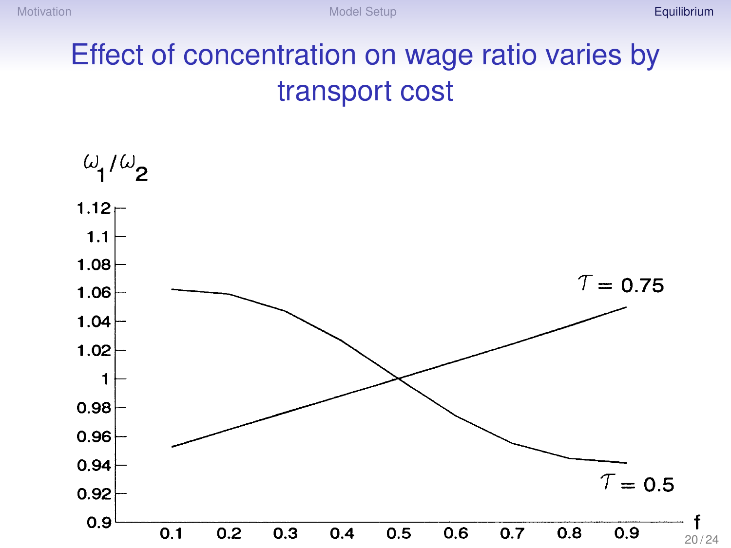# Effect of concentration on wage ratio varies by transport cost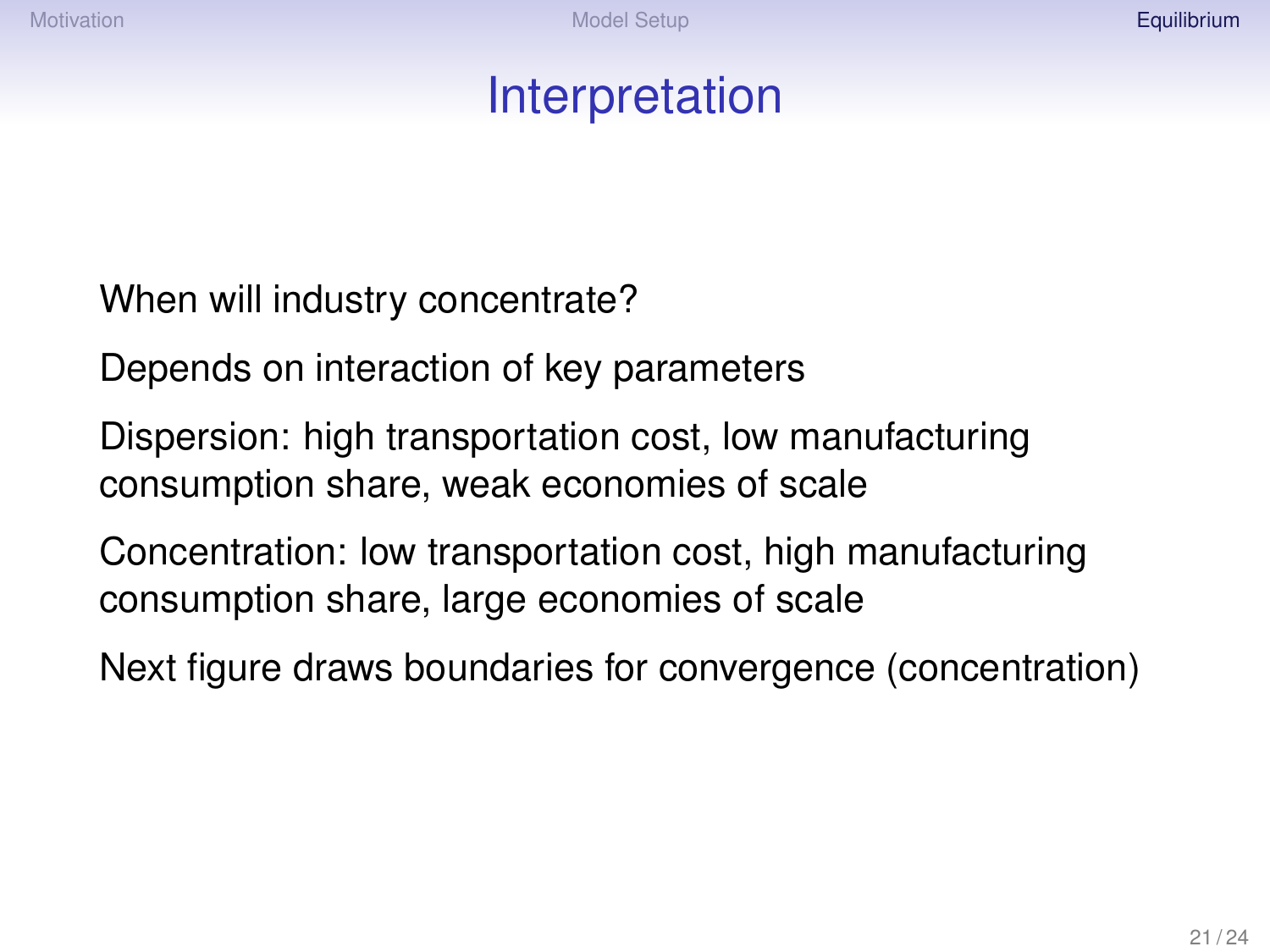# Interpretation

When will industry concentrate?

Depends on interaction of key parameters

Dispersion: high transportation cost, low manufacturing consumption share, weak economies of scale

Concentration: low transportation cost, high manufacturing consumption share, large economies of scale

Next figure draws boundaries for convergence (concentration)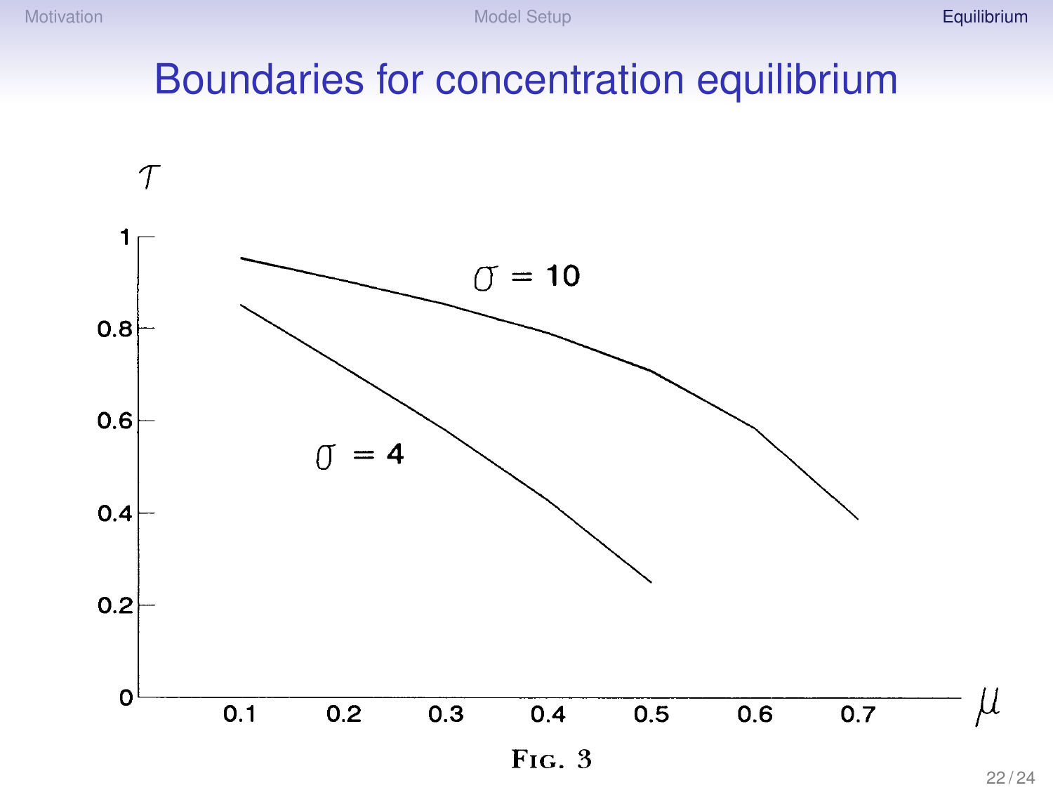# Boundaries for concentration equilibrium

Fig. 3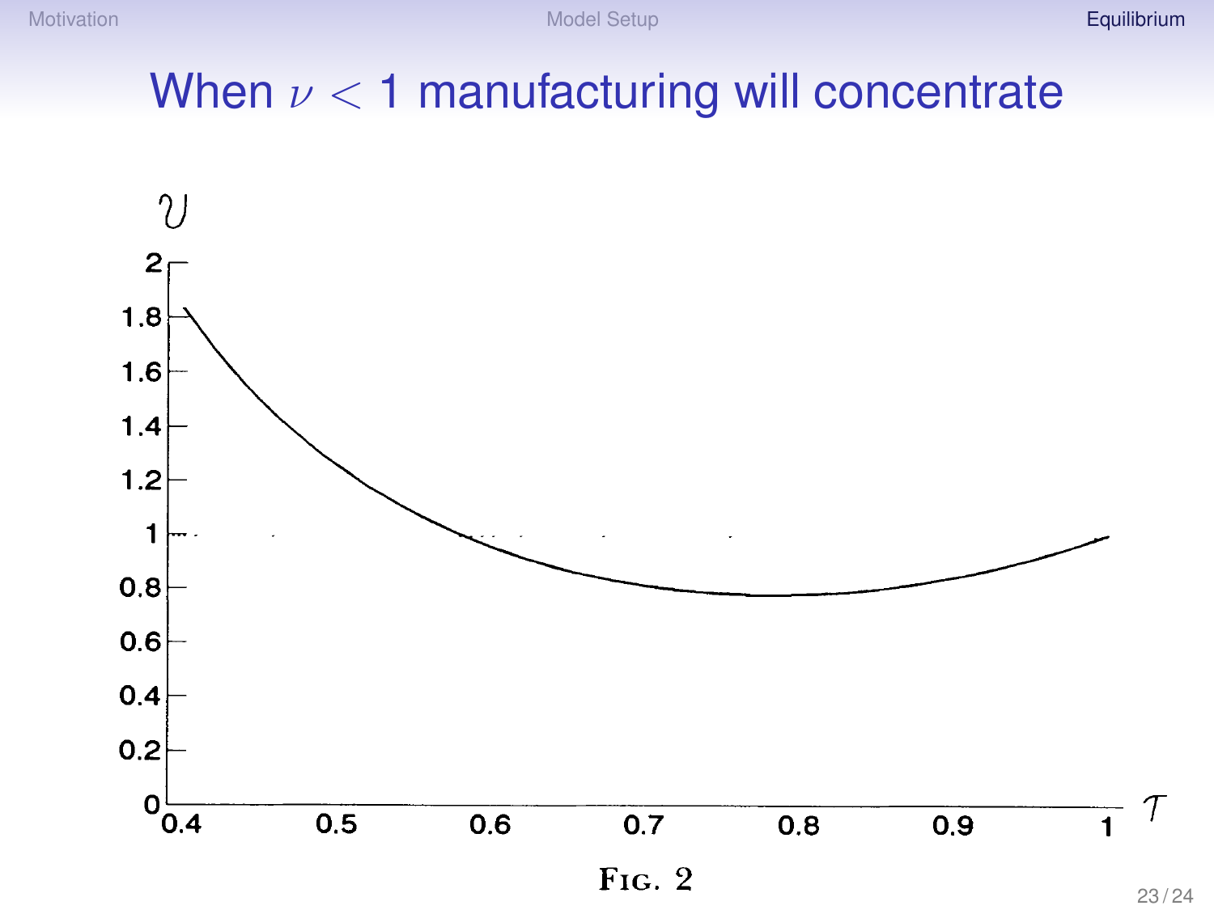# When $\nu < 1$ manufacturing will concentrate

Fig. 2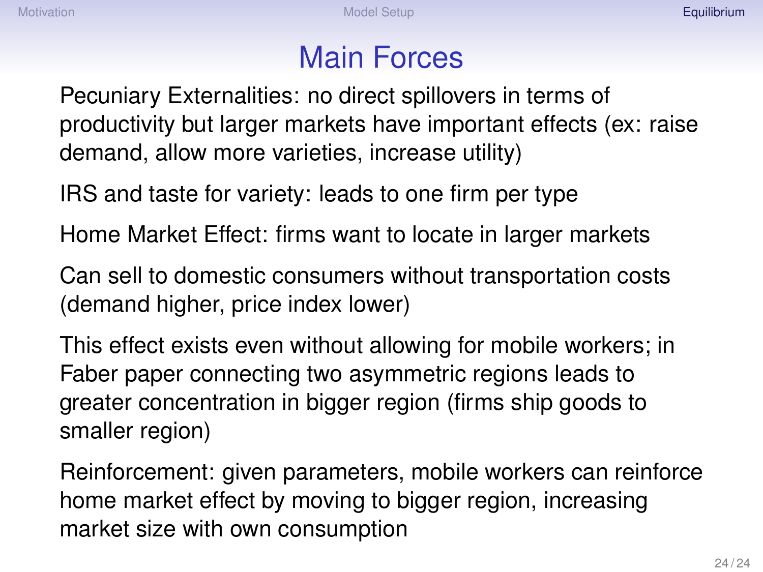# Main Forces

Pecuniary Externalities: no direct spillovers in terms of productivity but larger markets have important effects (ex: raise demand, allow more varieties, increase utility)

IRS and taste for variety: leads to one firm per type

Home Market Effect: firms want to locate in larger markets

Can sell to domestic consumers without transportation costs (demand higher, price index lower)

This effect exists even without allowing for mobile workers; in Faber paper connecting two asymmetric regions leads to greater concentration in bigger region (firms ship goods to smaller region)

Reinforcement: given parameters, mobile workers can reinforce home market effect by moving to bigger region, increasing market size with own consumption